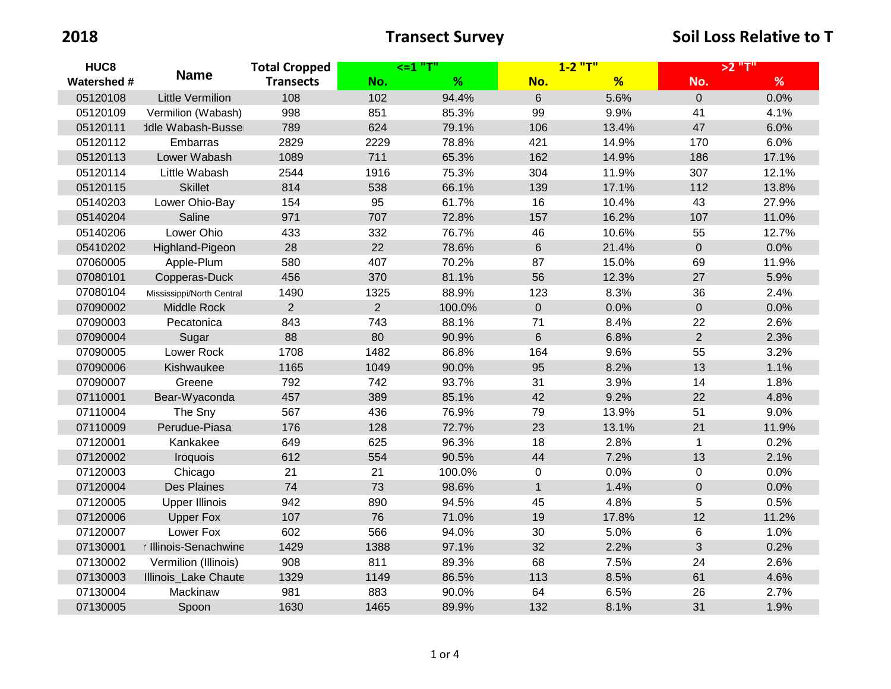**2018** **Transect Survey** **Soil Loss Relative to T**

| HUC8 Watershed # | Name | Total Cropped Transects | <=1 "T" | | 1-2 "T" | | >2 "T" | |
|---|---|---|---|---|---|---|---|---|
| | | | No. | % | No. | % | No. | % |
| 05120108 | Little Vermilion | 108 | 102 | 94.4% | 6 | 5.6% | 0 | 0.0% |
| 05120109 | Vermilion (Wabash) | 998 | 851 | 85.3% | 99 | 9.9% | 41 | 4.1% |
| 05120111 | ıddle Wabash-Busse | 789 | 624 | 79.1% | 106 | 13.4% | 47 | 6.0% |
| 05120112 | Embarras | 2829 | 2229 | 78.8% | 421 | 14.9% | 170 | 6.0% |
| 05120113 | Lower Wabash | 1089 | 711 | 65.3% | 162 | 14.9% | 186 | 17.1% |
| 05120114 | Little Wabash | 2544 | 1916 | 75.3% | 304 | 11.9% | 307 | 12.1% |
| 05120115 | Skillet | 814 | 538 | 66.1% | 139 | 17.1% | 112 | 13.8% |
| 05140203 | Lower Ohio-Bay | 154 | 95 | 61.7% | 16 | 10.4% | 43 | 27.9% |
| 05140204 | Saline | 971 | 707 | 72.8% | 157 | 16.2% | 107 | 11.0% |
| 05140206 | Lower Ohio | 433 | 332 | 76.7% | 46 | 10.6% | 55 | 12.7% |
| 05410202 | Highland-Pigeon | 28 | 22 | 78.6% | 6 | 21.4% | 0 | 0.0% |
| 07060005 | Apple-Plum | 580 | 407 | 70.2% | 87 | 15.0% | 69 | 11.9% |
| 07080101 | Copperas-Duck | 456 | 370 | 81.1% | 56 | 12.3% | 27 | 5.9% |
| 07080104 | Mississippi/North Central | 1490 | 1325 | 88.9% | 123 | 8.3% | 36 | 2.4% |
| 07090002 | Middle Rock | 2 | 2 | 100.0% | 0 | 0.0% | 0 | 0.0% |
| 07090003 | Pecatonica | 843 | 743 | 88.1% | 71 | 8.4% | 22 | 2.6% |
| 07090004 | Sugar | 88 | 80 | 90.9% | 6 | 6.8% | 2 | 2.3% |
| 07090005 | Lower Rock | 1708 | 1482 | 86.8% | 164 | 9.6% | 55 | 3.2% |
| 07090006 | Kishwaukee | 1165 | 1049 | 90.0% | 95 | 8.2% | 13 | 1.1% |
| 07090007 | Greene | 792 | 742 | 93.7% | 31 | 3.9% | 14 | 1.8% |
| 07110001 | Bear-Wyaconda | 457 | 389 | 85.1% | 42 | 9.2% | 22 | 4.8% |
| 07110004 | The Sny | 567 | 436 | 76.9% | 79 | 13.9% | 51 | 9.0% |
| 07110009 | Perudue-Piasa | 176 | 128 | 72.7% | 23 | 13.1% | 21 | 11.9% |
| 07120001 | Kankakee | 649 | 625 | 96.3% | 18 | 2.8% | 1 | 0.2% |
| 07120002 | Iroquois | 612 | 554 | 90.5% | 44 | 7.2% | 13 | 2.1% |
| 07120003 | Chicago | 21 | 21 | 100.0% | 0 | 0.0% | 0 | 0.0% |
| 07120004 | Des Plaines | 74 | 73 | 98.6% | 1 | 1.4% | 0 | 0.0% |
| 07120005 | Upper Illinois | 942 | 890 | 94.5% | 45 | 4.8% | 5 | 0.5% |
| 07120006 | Upper Fox | 107 | 76 | 71.0% | 19 | 17.8% | 12 | 11.2% |
| 07120007 | Lower Fox | 602 | 566 | 94.0% | 30 | 5.0% | 6 | 1.0% |
| 07130001 | r Illinois-Senachwine | 1429 | 1388 | 97.1% | 32 | 2.2% | 3 | 0.2% |
| 07130002 | Vermilion (Illinois) | 908 | 811 | 89.3% | 68 | 7.5% | 24 | 2.6% |
| 07130003 | Illinois_Lake Chaute | 1329 | 1149 | 86.5% | 113 | 8.5% | 61 | 4.6% |
| 07130004 | Mackinaw | 981 | 883 | 90.0% | 64 | 6.5% | 26 | 2.7% |
| 07130005 | Spoon | 1630 | 1465 | 89.9% | 132 | 8.1% | 31 | 1.9% |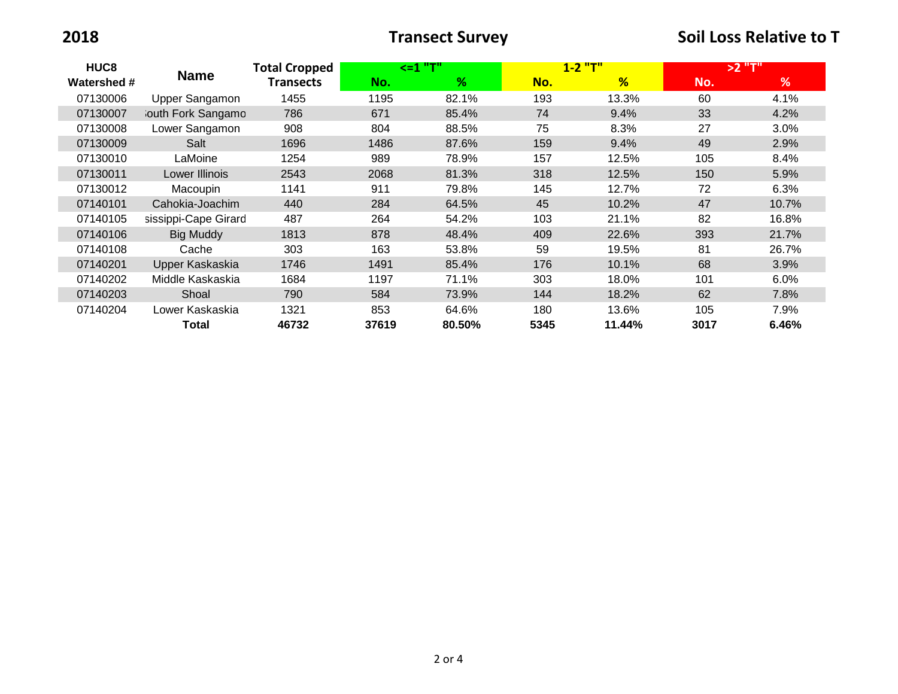**2018** **Transect Survey** **Soil Loss Relative to T**

| HUC8 Watershed # | Name | Total Cropped Transects | <=1 "T" | | 1-2 "T" | | >2 "T" | |
|---|---|---|---|---|---|---|---|---|
| | | | No. | % | No. | % | No. | % |
| 07130006 | Upper Sangamon | 1455 | 1195 | 82.1% | 193 | 13.3% | 60 | 4.1% |
| 07130007 | ;outh Fork Sangamo | 786 | 671 | 85.4% | 74 | 9.4% | 33 | 4.2% |
| 07130008 | Lower Sangamon | 908 | 804 | 88.5% | 75 | 8.3% | 27 | 3.0% |
| 07130009 | Salt | 1696 | 1486 | 87.6% | 159 | 9.4% | 49 | 2.9% |
| 07130010 | LaMoine | 1254 | 989 | 78.9% | 157 | 12.5% | 105 | 8.4% |
| 07130011 | Lower Illinois | 2543 | 2068 | 81.3% | 318 | 12.5% | 150 | 5.9% |
| 07130012 | Macoupin | 1141 | 911 | 79.8% | 145 | 12.7% | 72 | 6.3% |
| 07140101 | Cahokia-Joachim | 440 | 284 | 64.5% | 45 | 10.2% | 47 | 10.7% |
| 07140105 | sissippi-Cape Girard | 487 | 264 | 54.2% | 103 | 21.1% | 82 | 16.8% |
| 07140106 | Big Muddy | 1813 | 878 | 48.4% | 409 | 22.6% | 393 | 21.7% |
| 07140108 | Cache | 303 | 163 | 53.8% | 59 | 19.5% | 81 | 26.7% |
| 07140201 | Upper Kaskaskia | 1746 | 1491 | 85.4% | 176 | 10.1% | 68 | 3.9% |
| 07140202 | Middle Kaskaskia | 1684 | 1197 | 71.1% | 303 | 18.0% | 101 | 6.0% |
| 07140203 | Shoal | 790 | 584 | 73.9% | 144 | 18.2% | 62 | 7.8% |
| 07140204 | Lower Kaskaskia | 1321 | 853 | 64.6% | 180 | 13.6% | 105 | 7.9% |
| | **Total** | **46732** | **37619** | **80.50%** | **5345** | **11.44%** | **3017** | **6.46%** |